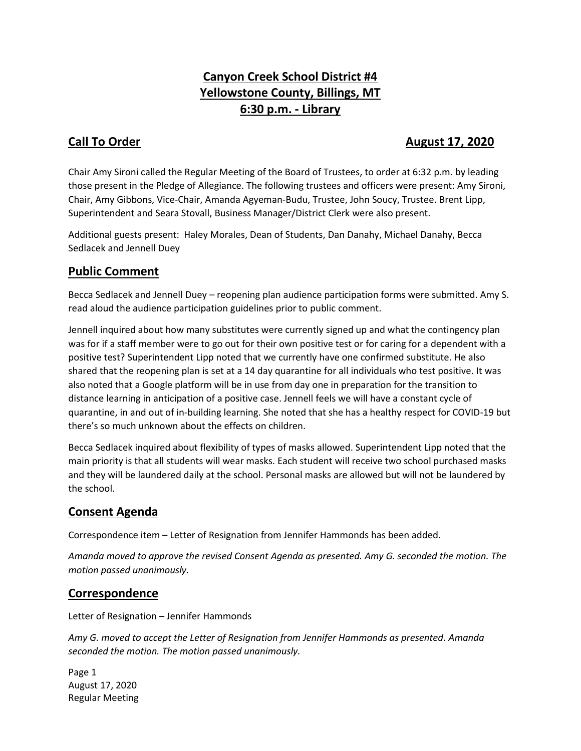# Canyon Creek School District #4
# Yellowstone County, Billings, MT
# 6:30 p.m. - Library

## Call To Order — August 17, 2020

Chair Amy Sironi called the Regular Meeting of the Board of Trustees, to order at 6:32 p.m. by leading those present in the Pledge of Allegiance. The following trustees and officers were present: Amy Sironi, Chair, Amy Gibbons, Vice-Chair, Amanda Agyeman-Budu, Trustee, John Soucy, Trustee. Brent Lipp, Superintendent and Seara Stovall, Business Manager/District Clerk were also present.

Additional guests present: Haley Morales, Dean of Students, Dan Danahy, Michael Danahy, Becca Sedlacek and Jennell Duey

## Public Comment

Becca Sedlacek and Jennell Duey – reopening plan audience participation forms were submitted. Amy S. read aloud the audience participation guidelines prior to public comment.

Jennell inquired about how many substitutes were currently signed up and what the contingency plan was for if a staff member were to go out for their own positive test or for caring for a dependent with a positive test? Superintendent Lipp noted that we currently have one confirmed substitute. He also shared that the reopening plan is set at a 14 day quarantine for all individuals who test positive. It was also noted that a Google platform will be in use from day one in preparation for the transition to distance learning in anticipation of a positive case. Jennell feels we will have a constant cycle of quarantine, in and out of in-building learning. She noted that she has a healthy respect for COVID-19 but there's so much unknown about the effects on children.

Becca Sedlacek inquired about flexibility of types of masks allowed. Superintendent Lipp noted that the main priority is that all students will wear masks. Each student will receive two school purchased masks and they will be laundered daily at the school. Personal masks are allowed but will not be laundered by the school.

## Consent Agenda

Correspondence item – Letter of Resignation from Jennifer Hammonds has been added.

*Amanda moved to approve the revised Consent Agenda as presented. Amy G. seconded the motion. The motion passed unanimously.*

## Correspondence

Letter of Resignation – Jennifer Hammonds

*Amy G. moved to accept the Letter of Resignation from Jennifer Hammonds as presented. Amanda seconded the motion. The motion passed unanimously.*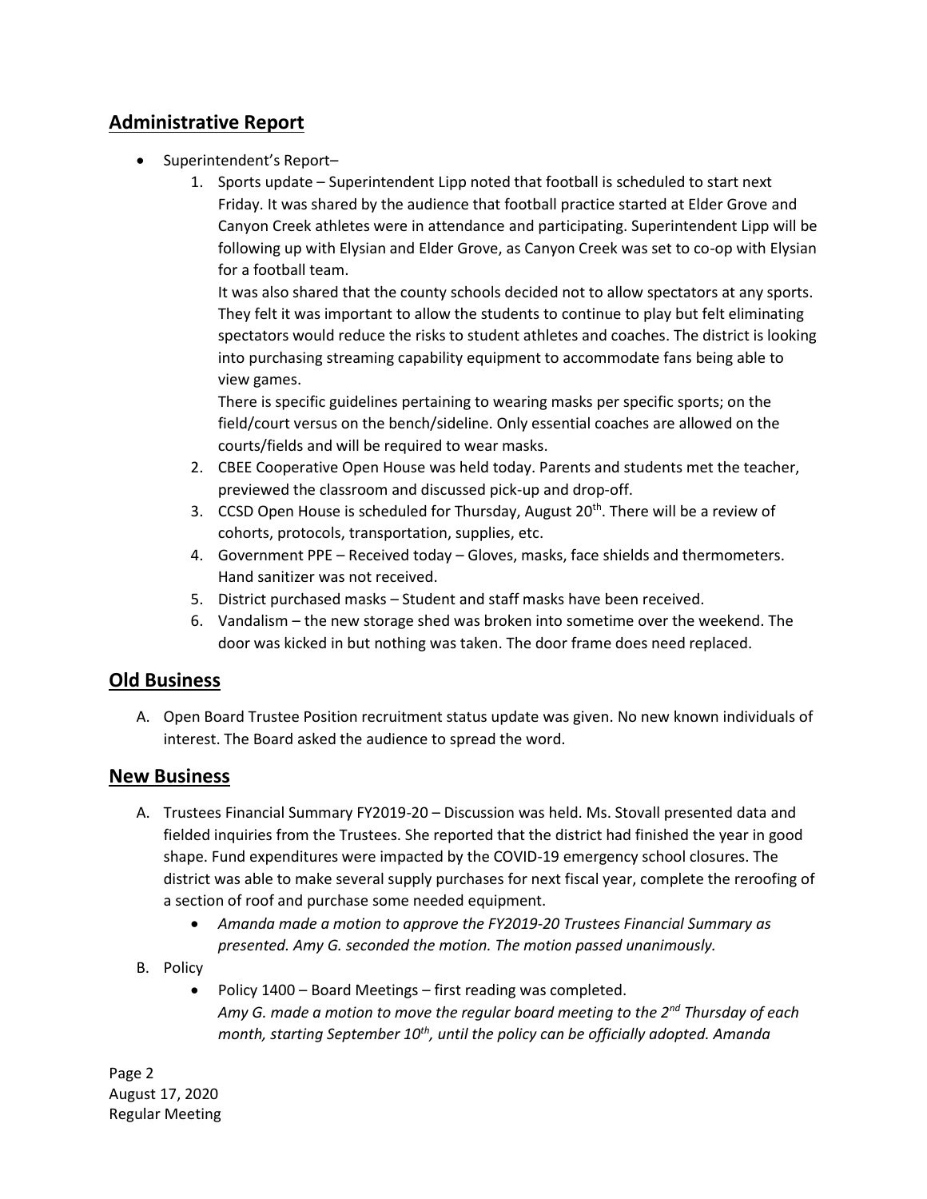## Administrative Report

- Superintendent's Report–
    1. Sports update – Superintendent Lipp noted that football is scheduled to start next Friday. It was shared by the audience that football practice started at Elder Grove and Canyon Creek athletes were in attendance and participating. Superintendent Lipp will be following up with Elysian and Elder Grove, as Canyon Creek was set to co-op with Elysian for a football team.
       It was also shared that the county schools decided not to allow spectators at any sports. They felt it was important to allow the students to continue to play but felt eliminating spectators would reduce the risks to student athletes and coaches. The district is looking into purchasing streaming capability equipment to accommodate fans being able to view games.
       There is specific guidelines pertaining to wearing masks per specific sports; on the field/court versus on the bench/sideline. Only essential coaches are allowed on the courts/fields and will be required to wear masks.
    2. CBEE Cooperative Open House was held today. Parents and students met the teacher, previewed the classroom and discussed pick-up and drop-off.
    3. CCSD Open House is scheduled for Thursday, August 20th. There will be a review of cohorts, protocols, transportation, supplies, etc.
    4. Government PPE – Received today – Gloves, masks, face shields and thermometers. Hand sanitizer was not received.
    5. District purchased masks – Student and staff masks have been received.
    6. Vandalism – the new storage shed was broken into sometime over the weekend. The door was kicked in but nothing was taken. The door frame does need replaced.

## Old Business

A. Open Board Trustee Position recruitment status update was given. No new known individuals of interest. The Board asked the audience to spread the word.

## New Business

A. Trustees Financial Summary FY2019-20 – Discussion was held. Ms. Stovall presented data and fielded inquiries from the Trustees. She reported that the district had finished the year in good shape. Fund expenditures were impacted by the COVID-19 emergency school closures. The district was able to make several supply purchases for next fiscal year, complete the reroofing of a section of roof and purchase some needed equipment.
   - *Amanda made a motion to approve the FY2019-20 Trustees Financial Summary as presented. Amy G. seconded the motion. The motion passed unanimously.*

B. Policy
   - Policy 1400 – Board Meetings – first reading was completed.
     *Amy G. made a motion to move the regular board meeting to the 2nd Thursday of each month, starting September 10th, until the policy can be officially adopted. Amanda*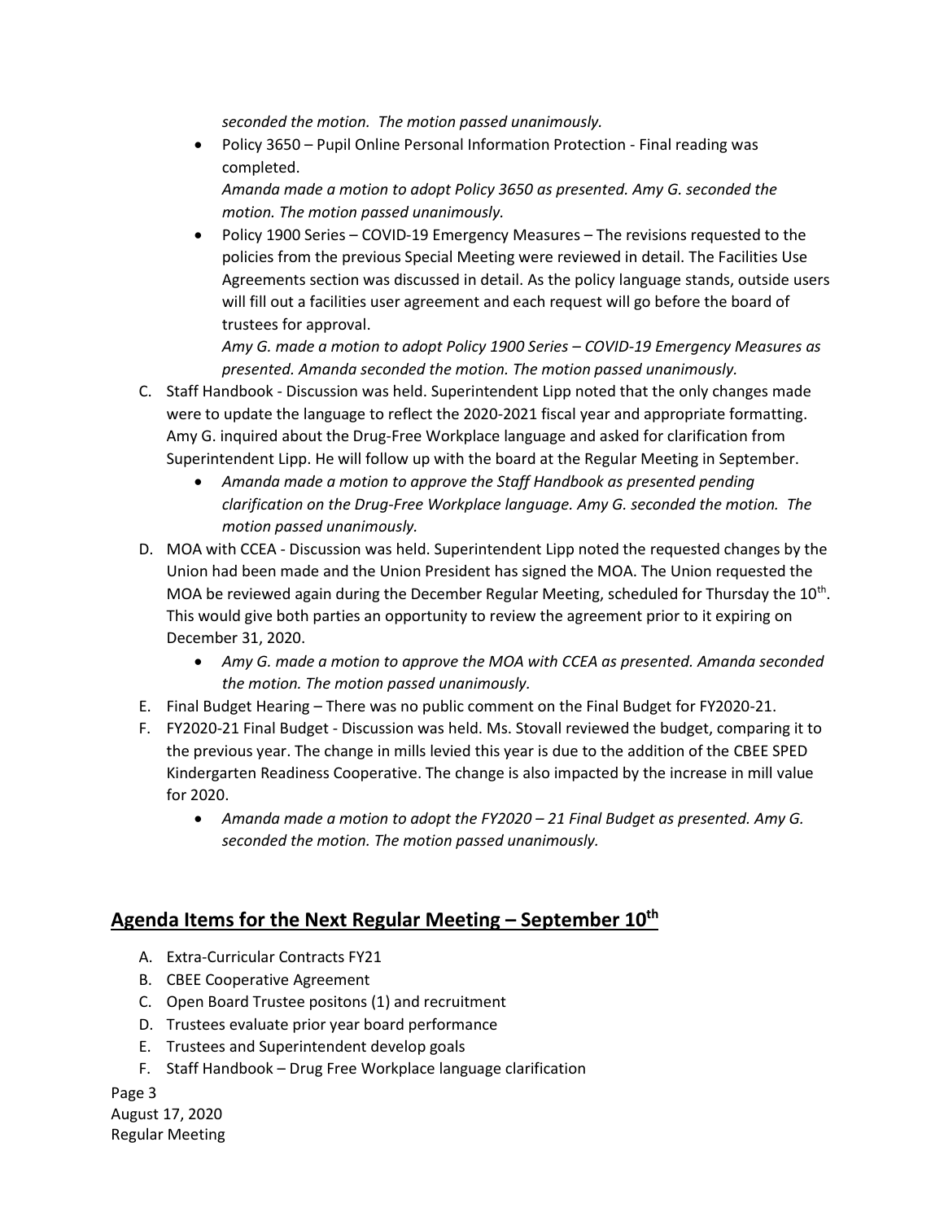*seconded the motion. The motion passed unanimously.*

- Policy 3650 – Pupil Online Personal Information Protection - Final reading was completed.
  *Amanda made a motion to adopt Policy 3650 as presented. Amy G. seconded the motion. The motion passed unanimously.*
- Policy 1900 Series – COVID-19 Emergency Measures – The revisions requested to the policies from the previous Special Meeting were reviewed in detail. The Facilities Use Agreements section was discussed in detail. As the policy language stands, outside users will fill out a facilities user agreement and each request will go before the board of trustees for approval.
  *Amy G. made a motion to adopt Policy 1900 Series – COVID-19 Emergency Measures as presented. Amanda seconded the motion. The motion passed unanimously.*

C. Staff Handbook - Discussion was held. Superintendent Lipp noted that the only changes made were to update the language to reflect the 2020-2021 fiscal year and appropriate formatting. Amy G. inquired about the Drug-Free Workplace language and asked for clarification from Superintendent Lipp. He will follow up with the board at the Regular Meeting in September.
   - *Amanda made a motion to approve the Staff Handbook as presented pending clarification on the Drug-Free Workplace language. Amy G. seconded the motion. The motion passed unanimously.*

D. MOA with CCEA - Discussion was held. Superintendent Lipp noted the requested changes by the Union had been made and the Union President has signed the MOA. The Union requested the MOA be reviewed again during the December Regular Meeting, scheduled for Thursday the 10th. This would give both parties an opportunity to review the agreement prior to it expiring on December 31, 2020.
   - *Amy G. made a motion to approve the MOA with CCEA as presented. Amanda seconded the motion. The motion passed unanimously.*

E. Final Budget Hearing – There was no public comment on the Final Budget for FY2020-21.

F. FY2020-21 Final Budget - Discussion was held. Ms. Stovall reviewed the budget, comparing it to the previous year. The change in mills levied this year is due to the addition of the CBEE SPED Kindergarten Readiness Cooperative. The change is also impacted by the increase in mill value for 2020.
   - *Amanda made a motion to adopt the FY2020 – 21 Final Budget as presented. Amy G. seconded the motion. The motion passed unanimously.*

## Agenda Items for the Next Regular Meeting – September 10th

A. Extra-Curricular Contracts FY21
B. CBEE Cooperative Agreement
C. Open Board Trustee positons (1) and recruitment
D. Trustees evaluate prior year board performance
E. Trustees and Superintendent develop goals
F. Staff Handbook – Drug Free Workplace language clarification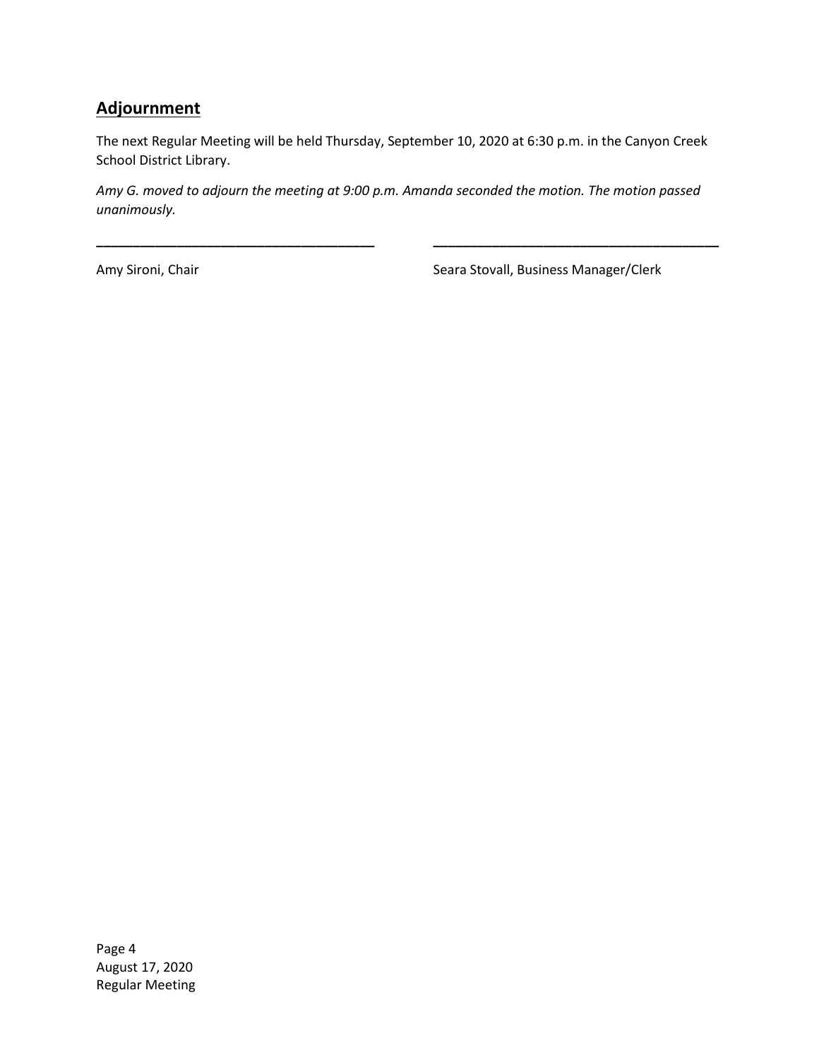## Adjournment

The next Regular Meeting will be held Thursday, September 10, 2020 at 6:30 p.m. in the Canyon Creek School District Library.

*Amy G. moved to adjourn the meeting at 9:00 p.m. Amanda seconded the motion. The motion passed unanimously.*

\_\_\_\_\_\_\_\_\_\_\_\_\_\_\_\_\_\_\_\_\_\_\_\_\_\_\_\_\_\_\_\_\_\_\_\_ \_\_\_\_\_\_\_\_\_\_\_\_\_\_\_\_\_\_\_\_\_\_\_\_\_\_\_\_\_\_\_\_\_\_\_\_

Amy Sironi, Chair Seara Stovall, Business Manager/Clerk